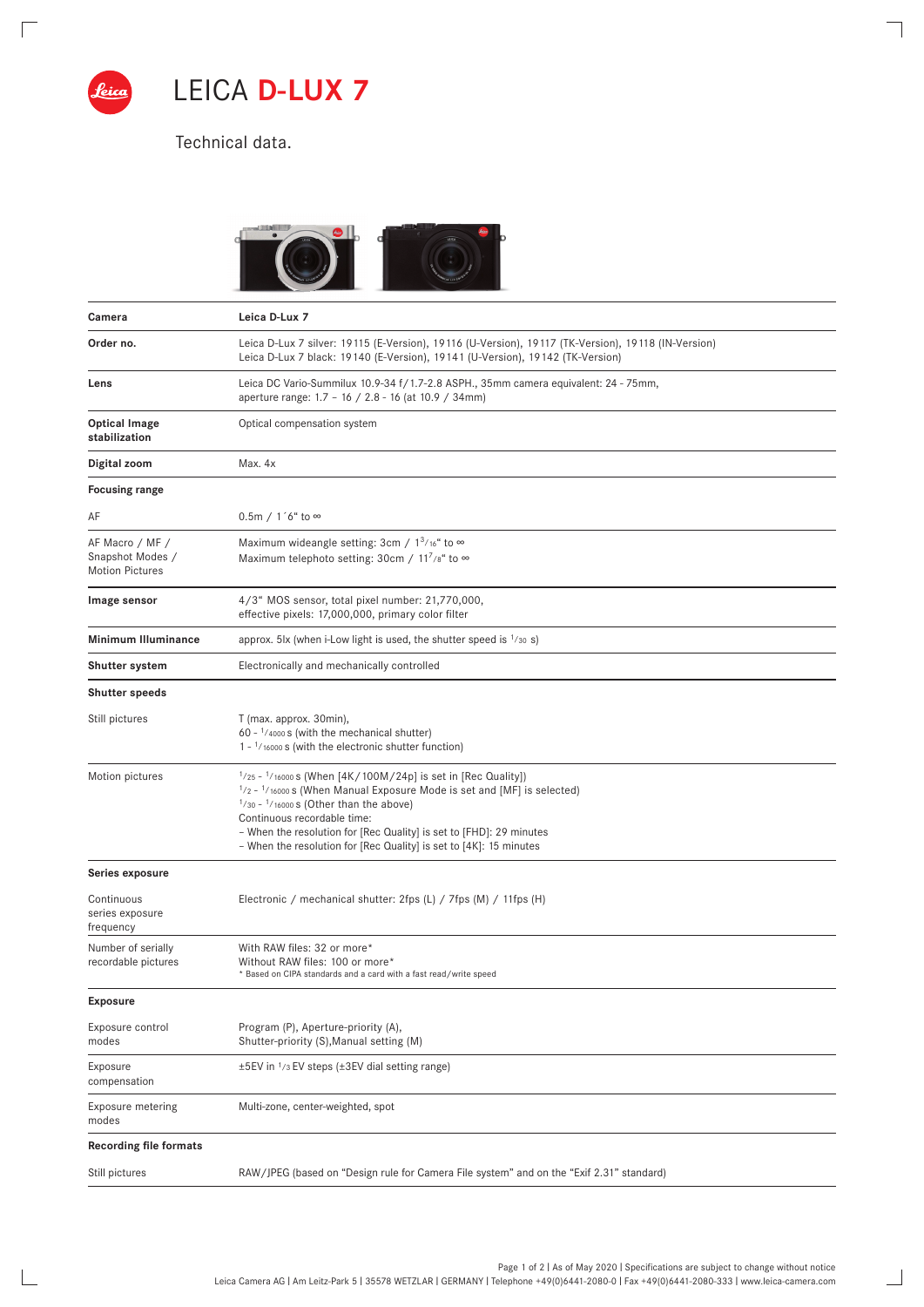# LEICA D-LUX 7

Technical data.

| Camera | Leica D-Lux 7 |
|---|---|
| **Order no.** | Leica D-Lux 7 silver: 19115 (E-Version), 19116 (U-Version), 19117 (TK-Version), 19118 (IN-Version)<br>Leica D-Lux 7 black: 19140 (E-Version), 19141 (U-Version), 19142 (TK-Version) |
| **Lens** | Leica DC Vario-Summilux 10.9-34 f/1.7-2.8 ASPH., 35mm camera equivalent: 24 - 75mm,<br>aperture range: 1.7 – 16 / 2.8 - 16 (at 10.9 / 34mm) |
| **Optical Image stabilization** | Optical compensation system |
| **Digital zoom** | Max. 4x |
| **Focusing range** | |
| AF | 0.5m / 1´6“ to ∞ |
| AF Macro / MF / Snapshot Modes / Motion Pictures | Maximum wideangle setting: 3cm / 1 3/16“ to ∞<br>Maximum telephoto setting: 30cm / 11 7/8“ to ∞ |
| **Image sensor** | 4/3“ MOS sensor, total pixel number: 21,770,000,<br>effective pixels: 17,000,000, primary color filter |
| **Minimum Illuminance** | approx. 5lx (when i-Low light is used, the shutter speed is 1/30 s) |
| **Shutter system** | Electronically and mechanically controlled |
| **Shutter speeds** | |
| Still pictures | T (max. approx. 30min),<br>60 - 1/4000 s (with the mechanical shutter)<br>1 - 1/16000 s (with the electronic shutter function) |
| Motion pictures | 1/25 - 1/16000 s (When [4K/100M/24p] is set in [Rec Quality])<br>1/2 - 1/16000 s (When Manual Exposure Mode is set and [MF] is selected)<br>1/30 - 1/16000 s (Other than the above)<br>Continuous recordable time:<br>– When the resolution for [Rec Quality] is set to [FHD]: 29 minutes<br>– When the resolution for [Rec Quality] is set to [4K]: 15 minutes |
| **Series exposure** | |
| Continuous series exposure frequency | Electronic / mechanical shutter: 2fps (L) / 7fps (M) / 11fps (H) |
| Number of serially recordable pictures | With RAW files: 32 or more*<br>Without RAW files: 100 or more*<br>* Based on CIPA standards and a card with a fast read/write speed |
| **Exposure** | |
| Exposure control modes | Program (P), Aperture-priority (A),<br>Shutter-priority (S),Manual setting (M) |
| Exposure compensation | ±5EV in 1/3 EV steps (±3EV dial setting range) |
| Exposure metering modes | Multi-zone, center-weighted, spot |
| **Recording file formats** | |
| Still pictures | RAW/JPEG (based on “Design rule for Camera File system” and on the “Exif 2.31” standard) |

Leica Camera AG | Am Leitz-Park 5 | 35578 WETZLAR | GERMANY | Telephone +49(0)6441-2080-0 | Fax +49(0)6441-2080-333 | www.leica-camera.com

As of May 2020 | Specifications are subject to change without notice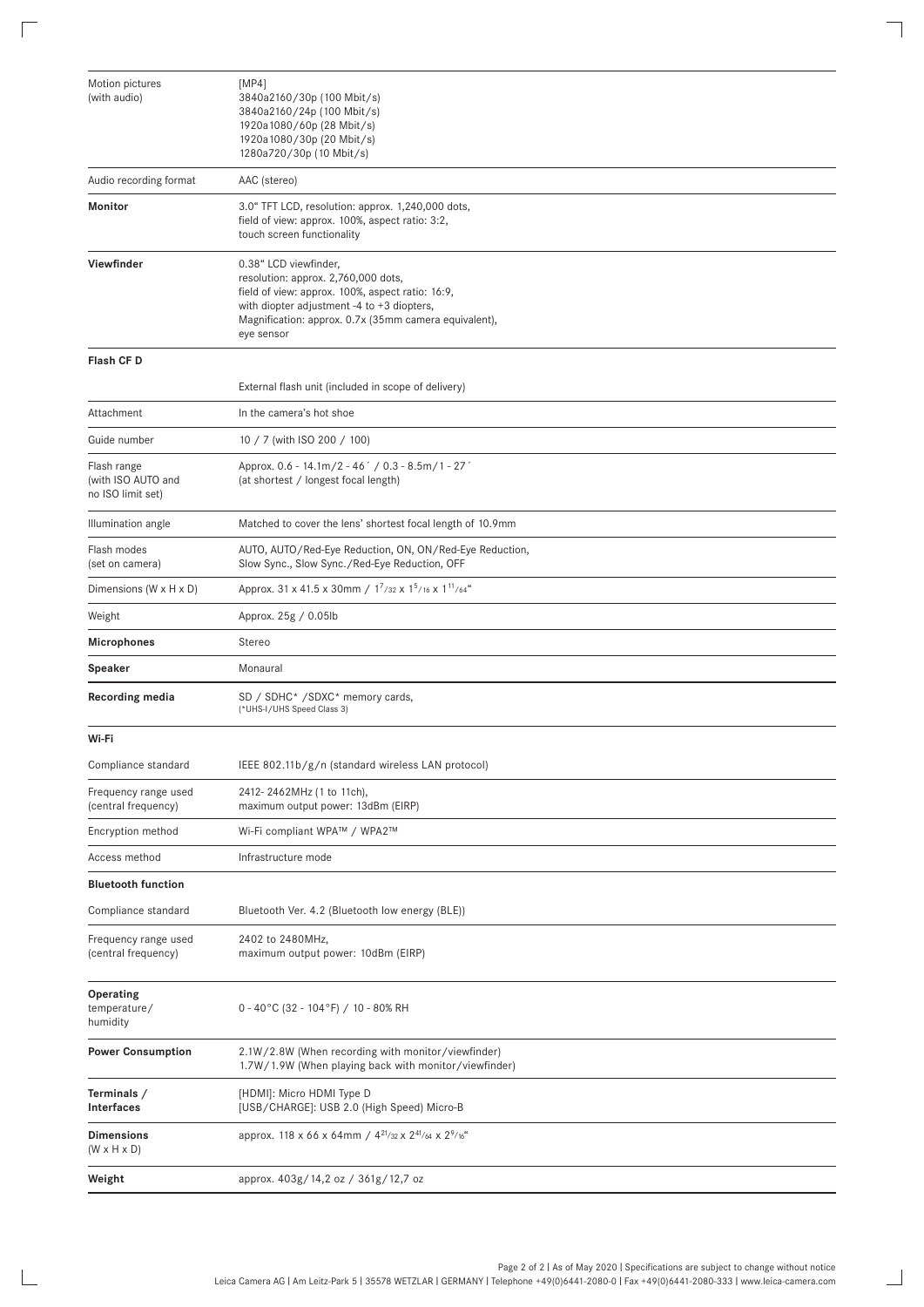| | |
|---|---|
| Motion pictures (with audio) | [MP4]<br>3840a2160/30p (100 Mbit/s)<br>3840a2160/24p (100 Mbit/s)<br>1920a1080/60p (28 Mbit/s)<br>1920a1080/30p (20 Mbit/s)<br>1280a720/30p (10 Mbit/s) |
| Audio recording format | AAC (stereo) |
| **Monitor** | 3.0" TFT LCD, resolution: approx. 1,240,000 dots,<br>field of view: approx. 100%, aspect ratio: 3:2,<br>touch screen functionality |
| **Viewfinder** | 0.38" LCD viewfinder,<br>resolution: approx. 2,760,000 dots,<br>field of view: approx. 100%, aspect ratio: 16:9,<br>with diopter adjustment -4 to +3 diopters,<br>Magnification: approx. 0.7x (35mm camera equivalent),<br>eye sensor |
| **Flash CF D** | |
| | External flash unit (included in scope of delivery) |
| Attachment | In the camera's hot shoe |
| Guide number | 10 / 7 (with ISO 200 / 100) |
| Flash range (with ISO AUTO and no ISO limit set) | Approx. 0.6 - 14.1m/2 - 46´ / 0.3 - 8.5m/1 - 27´<br>(at shortest / longest focal length) |
| Illumination angle | Matched to cover the lens' shortest focal length of 10.9mm |
| Flash modes (set on camera) | AUTO, AUTO/Red-Eye Reduction, ON, ON/Red-Eye Reduction,<br>Slow Sync., Slow Sync./Red-Eye Reduction, OFF |
| Dimensions (W x H x D) | Approx. 31 x 41.5 x 30mm / 1 7/32 x 1 5/16 x 1 11/64" |
| Weight | Approx. 25g / 0.05lb |
| **Microphones** | Stereo |
| **Speaker** | Monaural |
| **Recording media** | SD / SDHC* /SDXC* memory cards,<br>(*UHS-I/UHS Speed Class 3) |
| **Wi-Fi** | |
| Compliance standard | IEEE 802.11b/g/n (standard wireless LAN protocol) |
| Frequency range used (central frequency) | 2412- 2462MHz (1 to 11ch),<br>maximum output power: 13dBm (EIRP) |
| Encryption method | Wi-Fi compliant WPA™ / WPA2™ |
| Access method | Infrastructure mode |
| **Bluetooth function** | |
| Compliance standard | Bluetooth Ver. 4.2 (Bluetooth low energy (BLE)) |
| Frequency range used (central frequency) | 2402 to 2480MHz,<br>maximum output power: 10dBm (EIRP) |
| **Operating** temperature/ humidity | 0 - 40°C (32 - 104°F) / 10 - 80% RH |
| **Power Consumption** | 2.1W/2.8W (When recording with monitor/viewfinder)<br>1.7W/1.9W (When playing back with monitor/viewfinder) |
| **Terminals / Interfaces** | [HDMI]: Micro HDMI Type D<br>[USB/CHARGE]: USB 2.0 (High Speed) Micro-B |
| **Dimensions** (W x H x D) | approx. 118 x 66 x 64mm / 4 21/32 x 2 41/64 x 2 9/16" |
| **Weight** | approx. 403g/14,2 oz / 361g/12,7 oz |

As of May 2020 | Specifications are subject to change without notice

Leica Camera AG | Am Leitz-Park 5 | 35578 WETZLAR | GERMANY | Telephone +49(0)6441-2080-0 | Fax +49(0)6441-2080-333 | www.leica-camera.com